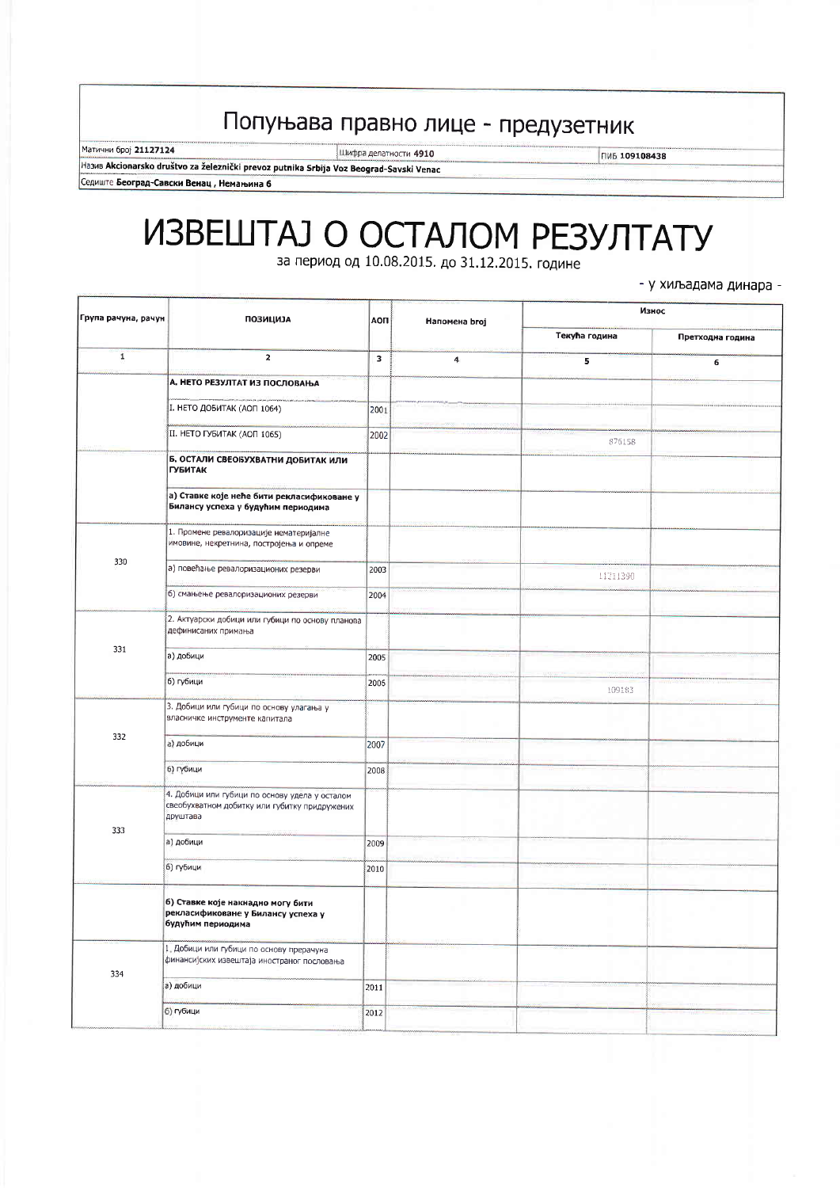## Попуњава правно лице - предузетник

Матични број **21127124** | Шифра делатности **4910** | ПИБ **109108438**

Назив **Akcionarsko društvo za železnički prevoz putnika Srbija Voz Beograd-Savski Venac**

Седиште **Београд-Савски Венац , Немањина 6**

# ИЗВЕШТАЈ О ОСТАЛОМ РЕЗУЛТАТУ

за период од 10.08.2015. до 31.12.2015. године

- у хиљадама динара -

| Група рачуна, рачун | ПОЗИЦИЈА | АОП | Напомена број | Износ | |
|---|---|---|---|---|---|
| | | | | Текућа година | Претходна година |
| 1 | 2 | 3 | 4 | 5 | 6 |
| | **А. НЕТО РЕЗУЛТАТ ИЗ ПОСЛОВАЊА** | | | | |
| | I. НЕТО ДОБИТАК (АОП 1064) | 2001 | | | |
| | II. НЕТО ГУБИТАК (АОП 1065) | 2002 | | 876158 | |
| | **Б. ОСТАЛИ СВЕОБУХВАТНИ ДОБИТАК ИЛИ ГУБИТАК** | | | | |
| | **а) Ставке које неће бити рекласификоване у Билансу успеха у будућим периодима** | | | | |
| 330 | 1. Промене ревалоризације нематеријалне имовине, некретнина, постројења и опреме | | | | |
| | а) повећање ревалоризационих резерви | 2003 | | 11211390 | |
| | б) смањење ревалоризационих резерви | 2004 | | | |
| 331 | 2. Актуарски добици или губици по основу планова дефинисаних примања | | | | |
| | а) добици | 2005 | | | |
| | б) губици | 2006 | | 109183 | |
| 332 | 3. Добици или губици по основу улагања у власничке инструменте капитала | | | | |
| | а) добици | 2007 | | | |
| | б) губици | 2008 | | | |
| 333 | 4. Добици или губици по основу удела у осталом свеобухватном добитку или губитку придружених друштава | | | | |
| | а) добици | 2009 | | | |
| | б) губици | 2010 | | | |
| | **б) Ставке које накнадно могу бити рекласификоване у Билансу успеха у будућим периодима** | | | | |
| 334 | 1. Добици или губици по основу прерачуна финансијских извештаја иностраног пословања | | | | |
| | а) добици | 2011 | | | |
| | б) губици | 2012 | | | |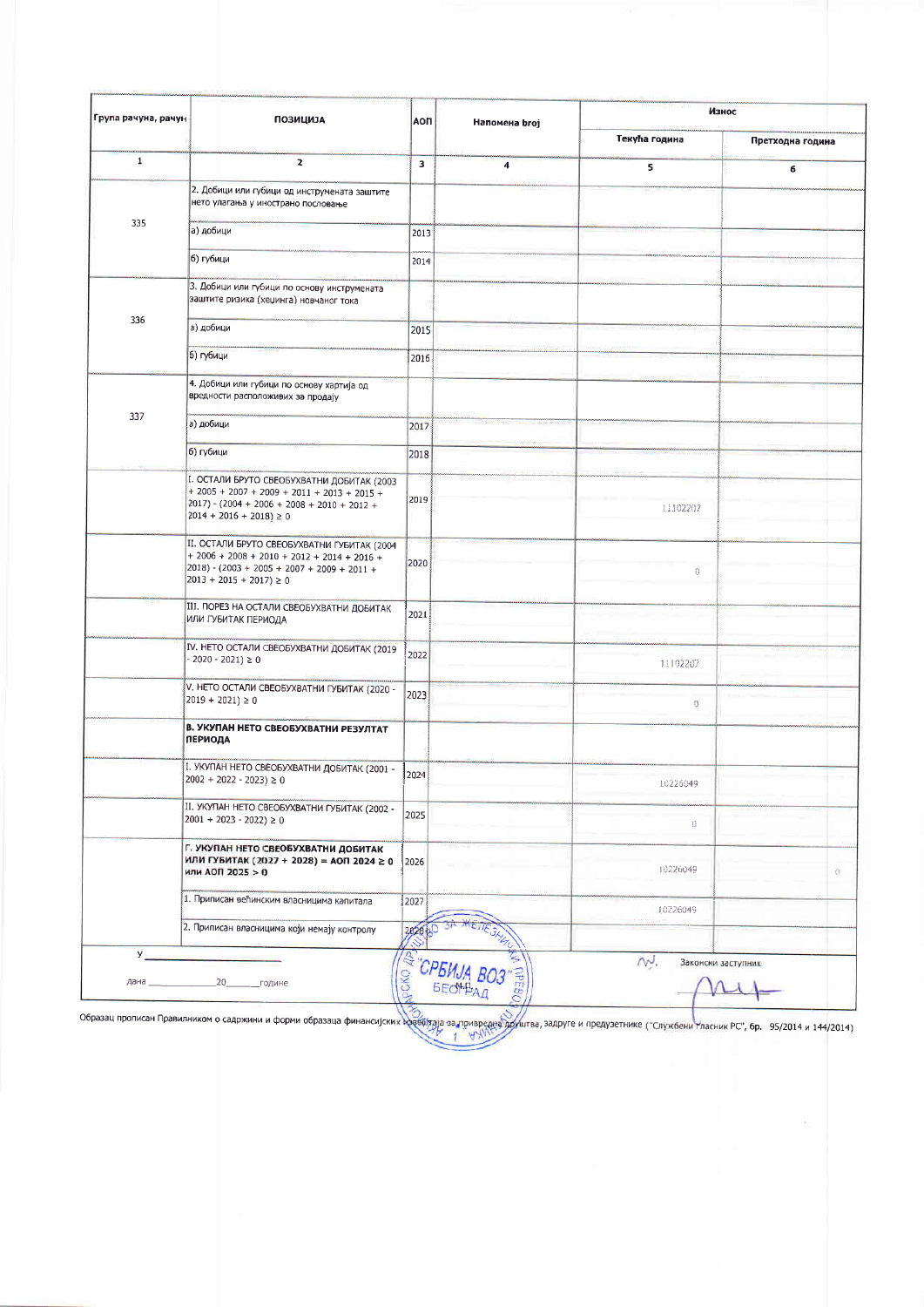| Група рачуна, рачун | ПОЗИЦИЈА | АОП | Напомена broj | Износ | |
|---|---|---|---|---|---|
| | | | | Текућа година | Претходна година |
| 1 | 2 | 3 | 4 | 5 | 6 |
| 335 | 2. Добици или губици од инструмената заштите нето улагања у иностранo пословање | | | | |
| | а) добици | 2013 | | | |
| | б) губици | 2014 | | | |
| 336 | 3. Добици или губици по основу инструмената заштите ризика (хеџинга) новчаног тока | | | | |
| | а) добици | 2015 | | | |
| | б) губици | 2016 | | | |
| 337 | 4. Добици или губици по основу хартија од вредности расположивих за продају | | | | |
| | а) добици | 2017 | | | |
| | б) губици | 2018 | | | |
| | I. ОСТАЛИ БРУТО СВЕОБУХВАТНИ ДОБИТАК (2003 + 2005 + 2007 + 2009 + 2011 + 2013 + 2015 + 2017) - (2004 + 2006 + 2008 + 2010 + 2012 + 2014 + 2016 + 2018) ≥ 0 | 2019 | | 11102207 | |
| | II. ОСТАЛИ БРУТО СВЕОБУХВАТНИ ГУБИТАК (2004 + 2006 + 2008 + 2010 + 2012 + 2014 + 2016 + 2018) - (2003 + 2005 + 2007 + 2009 + 2011 + 2013 + 2015 + 2017) ≥ 0 | 2020 | | 0 | |
| | III. ПОРЕЗ НА ОСТАЛИ СВЕОБУХВАТНИ ДОБИТАК ИЛИ ГУБИТАК ПЕРИОДА | 2021 | | | |
| | IV. НЕТО ОСТАЛИ СВЕОБУХВАТНИ ДОБИТАК (2019 - 2020 - 2021) ≥ 0 | 2022 | | 11102207 | |
| | V. НЕТО ОСТАЛИ СВЕОБУХВАТНИ ГУБИТАК (2020 - 2019 + 2021) ≥ 0 | 2023 | | 0 | |
| | **В. УКУПАН НЕТО СВЕОБУХВАТНИ РЕЗУЛТАТ ПЕРИОДА** | | | | |
| | I. УКУПАН НЕТО СВЕОБУХВАТНИ ДОБИТАК (2001 - 2002 + 2022 - 2023) ≥ 0 | 2024 | | 10226049 | |
| | II. УКУПАН НЕТО СВЕОБУХВАТНИ ГУБИТАК (2002 - 2001 + 2023 - 2022) ≥ 0 | 2025 | | 0 | |
| | **Г. УКУПАН НЕТО СВЕОБУХВАТНИ ДОБИТАК ИЛИ ГУБИТАК (2027 + 2028) = АОП 2024 ≥ 0 или АОП 2025 > 0** | 2026 | | 10226049 | 0 |
| | 1. Приписан већинским власницима капитала | 2027 | | 10226049 | |
| | 2. Приписан власницима који немају контролу | 2028 | | | |

У ____________________

дана ____________ 20______ године

М.П.

Законски заступник

Образац прописан Правилником о садржини и форми образаца финансијских извештаја за привредна друштва, задруге и предузетнике ("Службени гласник РС", бр. 95/2014 и 144/2014)